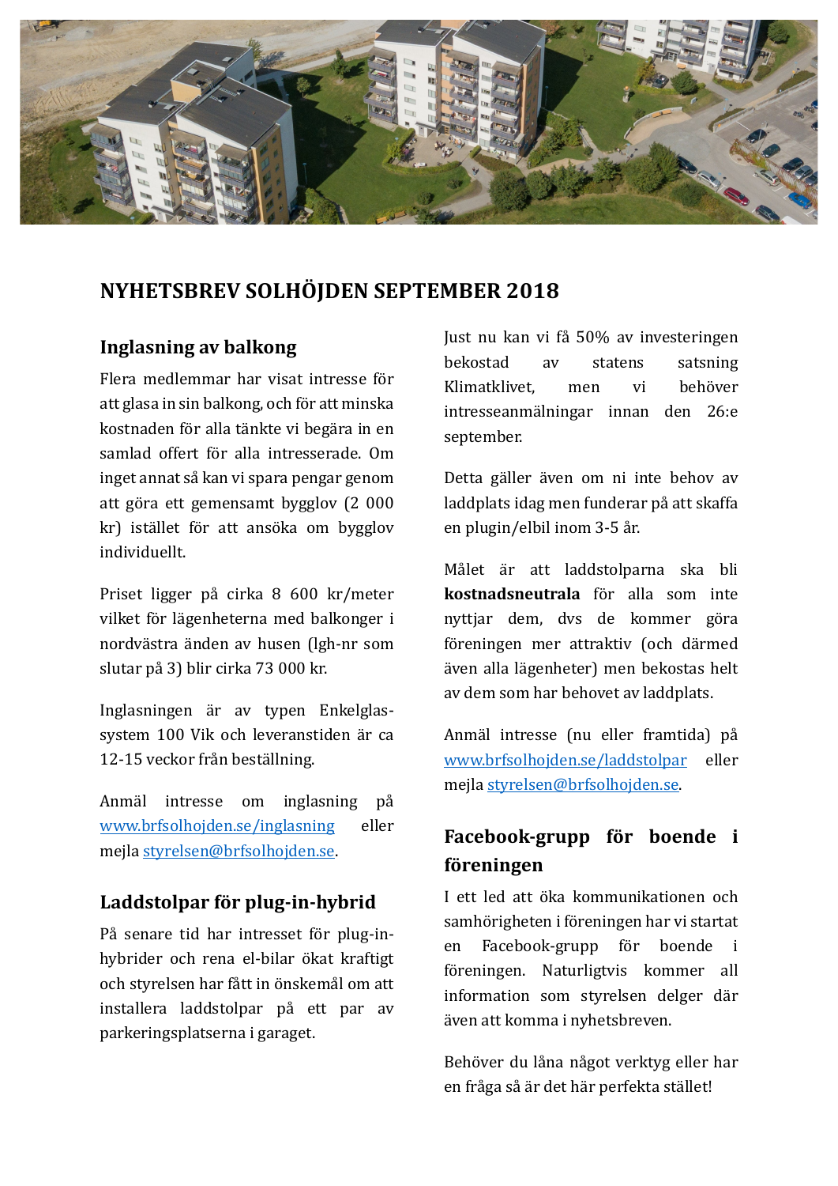# NYHETSBREV SOLHÖJDEN SEPTEMBER 2018

## Inglasning av balkong

Flera medlemmar har visat intresse för att glasa in sin balkong, och för att minska kostnaden för alla tänkte vi begära in en samlad offert för alla intresserade. Om inget annat så kan vi spara pengar genom att göra ett gemensamt bygglov (2 000 kr) istället för att ansöka om bygglov individuellt.

Priset ligger på cirka 8 600 kr/meter vilket för lägenheterna med balkonger i nordvästra änden av husen (lgh-nr som slutar på 3) blir cirka 73 000 kr.

Inglasningen är av typen Enkelglas-system 100 Vik och leveranstiden är ca 12-15 veckor från beställning.

Anmäl intresse om inglasning på [www.brfsolhojden.se/inglasning](http://www.brfsolhojden.se/inglasning) eller mejla [styrelsen@brfsolhojden.se](mailto:styrelsen@brfsolhojden.se).

## Laddstolpar för plug-in-hybrid

På senare tid har intresset för plug-in-hybrider och rena el-bilar ökat kraftigt och styrelsen har fått in önskemål om att installera laddstolpar på ett par av parkeringsplatserna i garaget.

Just nu kan vi få 50% av investeringen bekostad av statens satsning Klimatklivet, men vi behöver intresseanmälningar innan den 26:e september.

Detta gäller även om ni inte behov av laddplats idag men funderar på att skaffa en plugin/elbil inom 3-5 år.

Målet är att laddstolparna ska bli **kostnadsneutrala** för alla som inte nyttjar dem, dvs de kommer göra föreningen mer attraktiv (och därmed även alla lägenheter) men bekostas helt av dem som har behovet av laddplats.

Anmäl intresse (nu eller framtida) på [www.brfsolhojden.se/laddstolpar](http://www.brfsolhojden.se/laddstolpar) eller mejla [styrelsen@brfsolhojden.se](mailto:styrelsen@brfsolhojden.se).

## Facebook-grupp för boende i föreningen

I ett led att öka kommunikationen och samhörigheten i föreningen har vi startat en Facebook-grupp för boende i föreningen. Naturligtvis kommer all information som styrelsen delger där även att komma i nyhetsbreven.

Behöver du låna något verktyg eller har en fråga så är det här perfekta stället!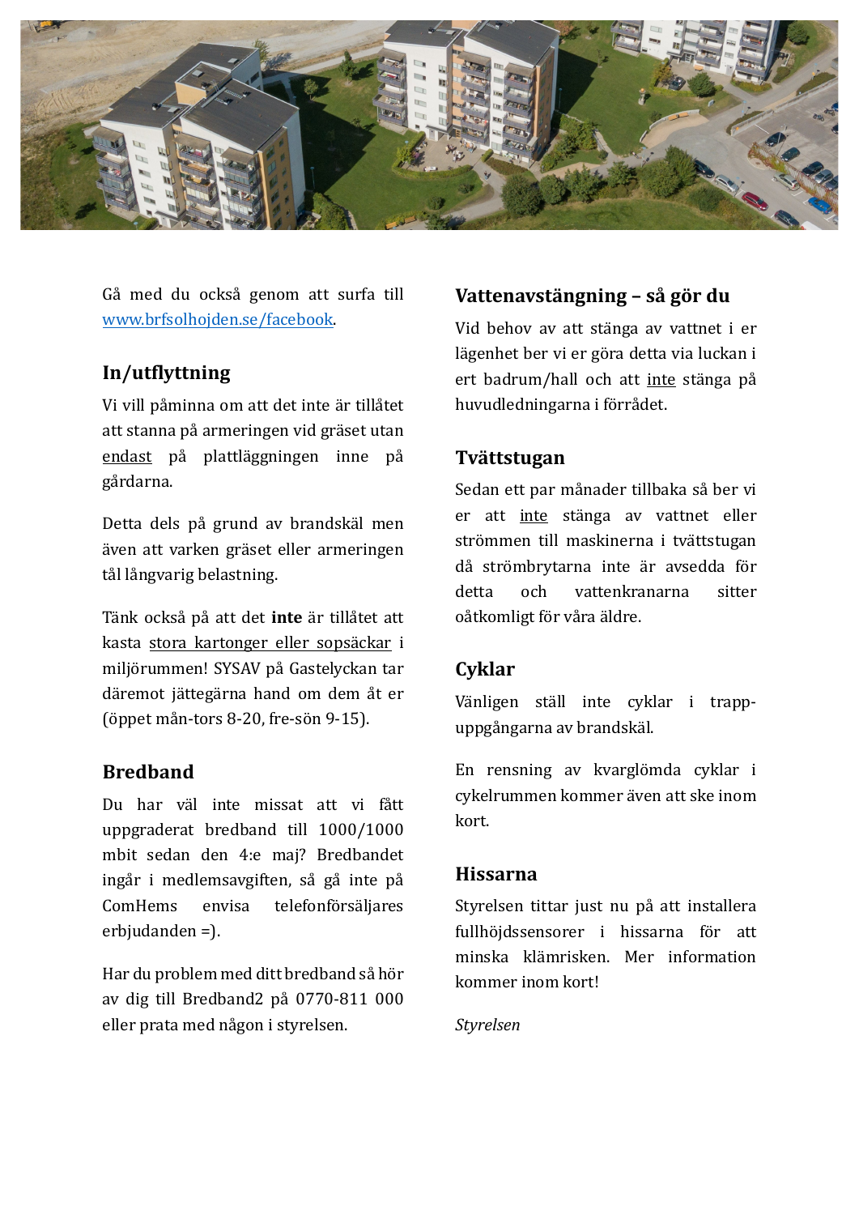Gå med du också genom att surfa till [www.brfsolhojden.se/facebook](http://www.brfsolhojden.se/facebook).

## In/utflyttning

Vi vill påminna om att det inte är tillåtet att stanna på armeringen vid gräset utan endast på plattläggningen inne på gårdarna.

Detta dels på grund av brandskäl men även att varken gräset eller armeringen tål långvarig belastning.

Tänk också på att det **inte** är tillåtet att kasta stora kartonger eller sopsäckar i miljörummen! SYSAV på Gastelyckan tar däremot jättegärna hand om dem åt er (öppet mån-tors 8-20, fre-sön 9-15).

## Bredband

Du har väl inte missat att vi fått uppgraderat bredband till 1000/1000 mbit sedan den 4:e maj? Bredbandet ingår i medlemsavgiften, så gå inte på ComHems envisa telefonförsäljares erbjudanden =).

Har du problem med ditt bredband så hör av dig till Bredband2 på 0770-811 000 eller prata med någon i styrelsen.

## Vattenavstängning – så gör du

Vid behov av att stänga av vattnet i er lägenhet ber vi er göra detta via luckan i ert badrum/hall och att inte stänga på huvudledningarna i förrådet.

## Tvättstugan

Sedan ett par månader tillbaka så ber vi er att inte stänga av vattnet eller strömmen till maskinerna i tvättstugan då strömbrytarna inte är avsedda för detta och vattenkranarna sitter oåtkomligt för våra äldre.

## Cyklar

Vänligen ställ inte cyklar i trapp-uppgångarna av brandskäl.

En rensning av kvarglömda cyklar i cykelrummen kommer även att ske inom kort.

## Hissarna

Styrelsen tittar just nu på att installera fullhöjdssensorer i hissarna för att minska klämrisken. Mer information kommer inom kort!

*Styrelsen*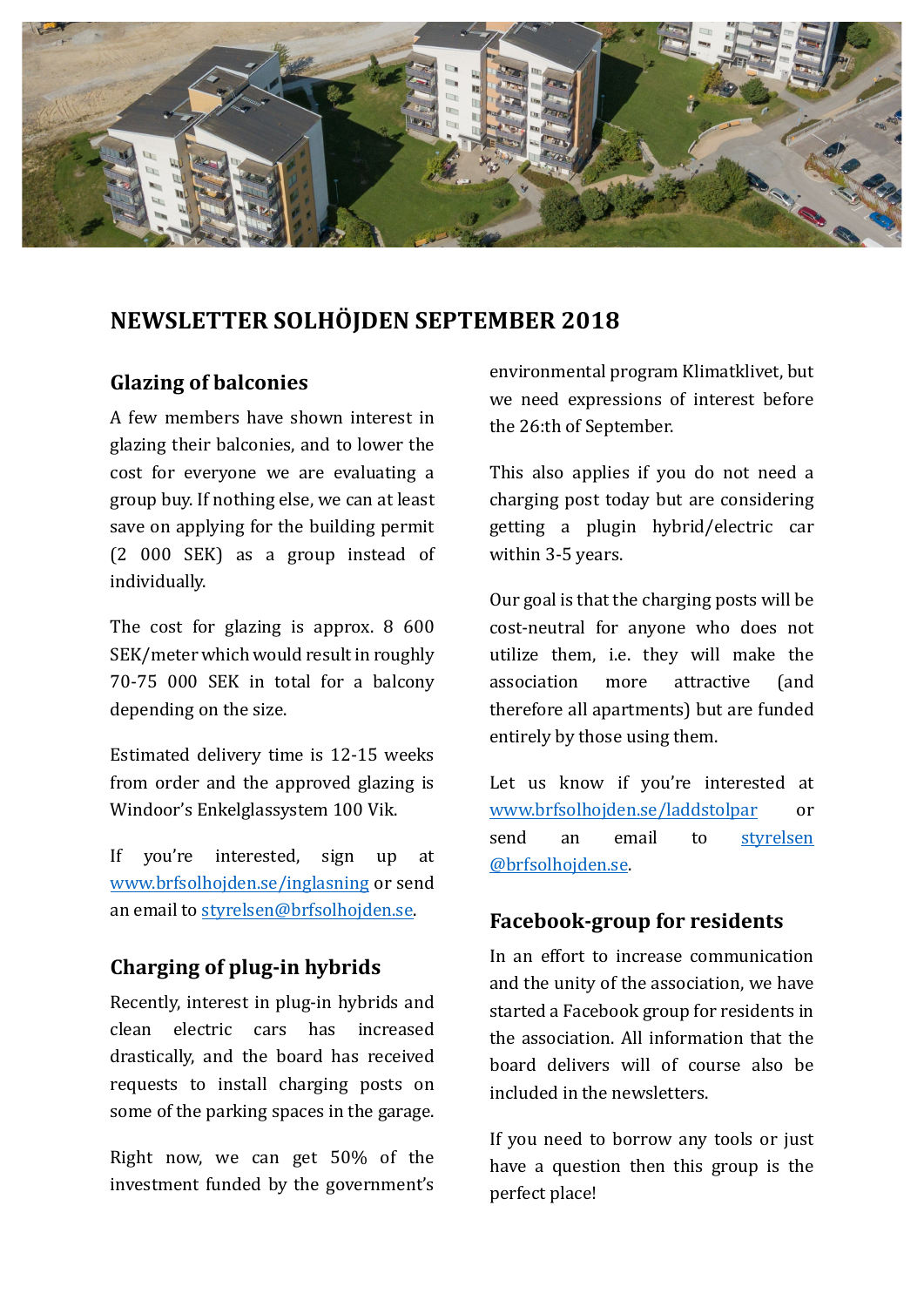# NEWSLETTER SOLHÖJDEN SEPTEMBER 2018

## Glazing of balconies

A few members have shown interest in glazing their balconies, and to lower the cost for everyone we are evaluating a group buy. If nothing else, we can at least save on applying for the building permit (2 000 SEK) as a group instead of individually.

The cost for glazing is approx. 8 600 SEK/meter which would result in roughly 70-75 000 SEK in total for a balcony depending on the size.

Estimated delivery time is 12-15 weeks from order and the approved glazing is Windoor's Enkelglassystem 100 Vik.

If you're interested, sign up at www.brfsolhojden.se/inglasning or send an email to styrelsen@brfsolhojden.se.

## Charging of plug-in hybrids

Recently, interest in plug-in hybrids and clean electric cars has increased drastically, and the board has received requests to install charging posts on some of the parking spaces in the garage.

Right now, we can get 50% of the investment funded by the government's environmental program Klimatklivet, but we need expressions of interest before the 26:th of September.

This also applies if you do not need a charging post today but are considering getting a plugin hybrid/electric car within 3-5 years.

Our goal is that the charging posts will be cost-neutral for anyone who does not utilize them, i.e. they will make the association more attractive (and therefore all apartments) but are funded entirely by those using them.

Let us know if you're interested at www.brfsolhojden.se/laddstolpar or send an email to styrelsen@brfsolhojden.se.

## Facebook-group for residents

In an effort to increase communication and the unity of the association, we have started a Facebook group for residents in the association. All information that the board delivers will of course also be included in the newsletters.

If you need to borrow any tools or just have a question then this group is the perfect place!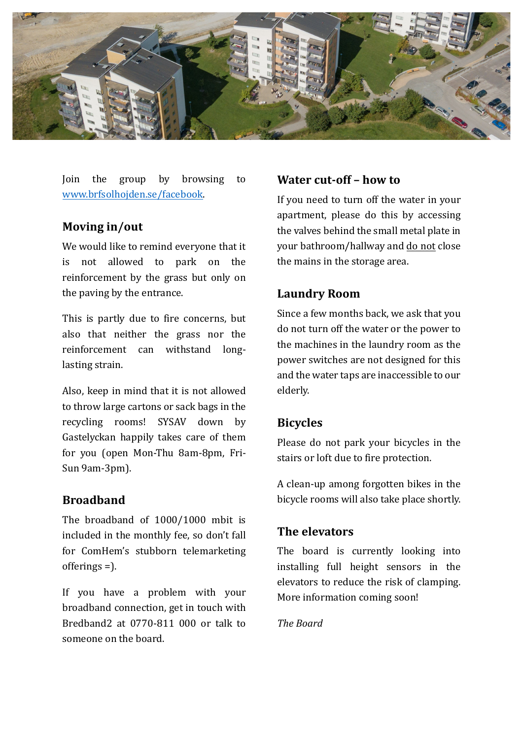Join the group by browsing to [www.brfsolhojden.se/facebook](www.brfsolhojden.se/facebook).

### Moving in/out

We would like to remind everyone that it is not allowed to park on the reinforcement by the grass but only on the paving by the entrance.

This is partly due to fire concerns, but also that neither the grass nor the reinforcement can withstand long-lasting strain.

Also, keep in mind that it is not allowed to throw large cartons or sack bags in the recycling rooms! SYSAV down by Gastelyckan happily takes care of them for you (open Mon-Thu 8am-8pm, Fri-Sun 9am-3pm).

### Broadband

The broadband of 1000/1000 mbit is included in the monthly fee, so don't fall for ComHem's stubborn telemarketing offerings =).

If you have a problem with your broadband connection, get in touch with Bredband2 at 0770-811 000 or talk to someone on the board.

### Water cut-off – how to

If you need to turn off the water in your apartment, please do this by accessing the valves behind the small metal plate in your bathroom/hallway and <u>do not</u> close the mains in the storage area.

### Laundry Room

Since a few months back, we ask that you do not turn off the water or the power to the machines in the laundry room as the power switches are not designed for this and the water taps are inaccessible to our elderly.

### Bicycles

Please do not park your bicycles in the stairs or loft due to fire protection.

A clean-up among forgotten bikes in the bicycle rooms will also take place shortly.

### The elevators

The board is currently looking into installing full height sensors in the elevators to reduce the risk of clamping. More information coming soon!

*The Board*